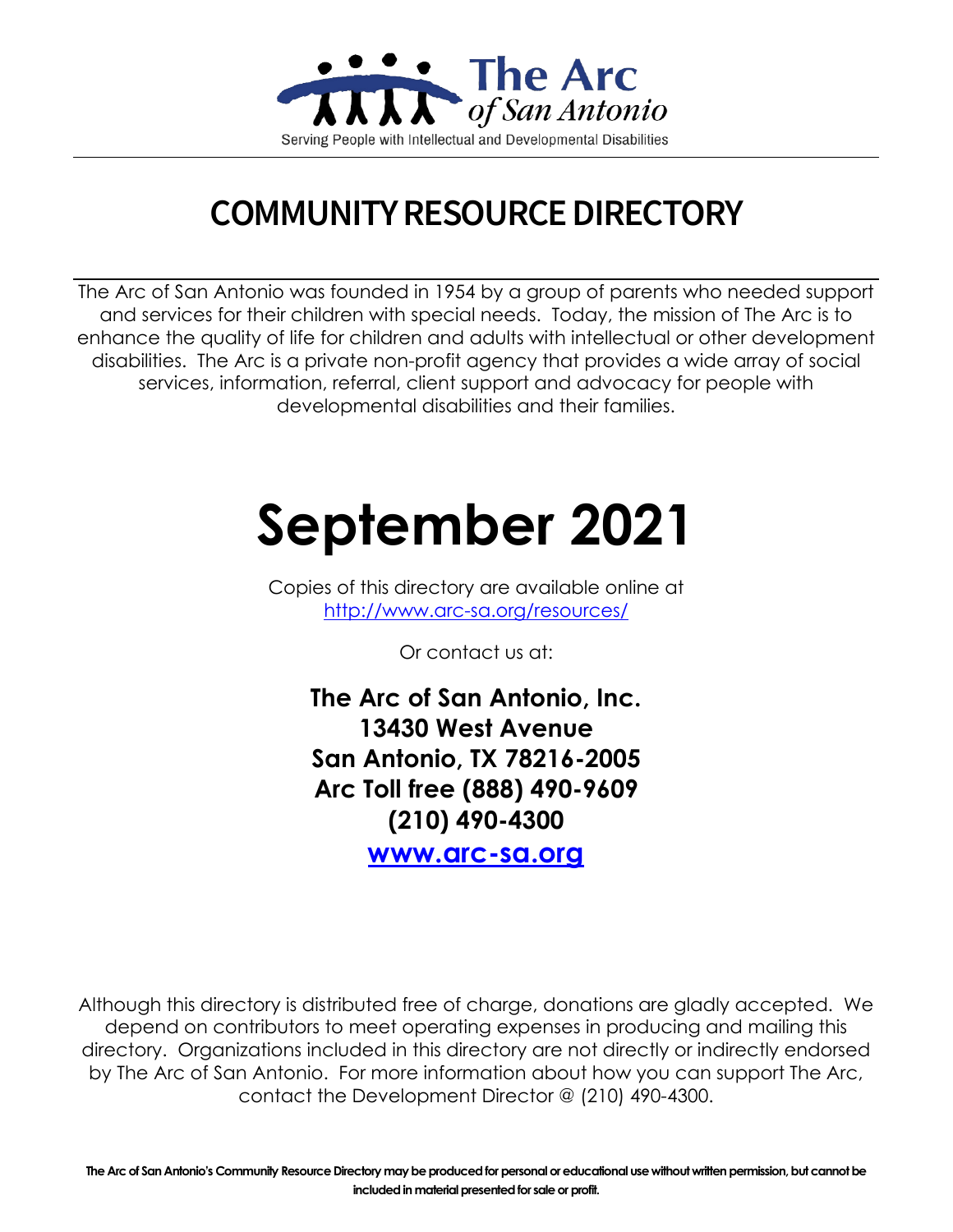The Arc of San Antonio

Serving People with Intellectual and Developmental Disabilities

# COMMUNITY RESOURCE DIRECTORY

The Arc of San Antonio was founded in 1954 by a group of parents who needed support and services for their children with special needs. Today, the mission of The Arc is to enhance the quality of life for children and adults with intellectual or other development disabilities. The Arc is a private non-profit agency that provides a wide array of social services, information, referral, client support and advocacy for people with developmental disabilities and their families.

# September 2021

Copies of this directory are available online at
http://www.arc-sa.org/resources/

Or contact us at:

**The Arc of San Antonio, Inc.**
**13430 West Avenue**
**San Antonio, TX 78216-2005**
**Arc Toll free (888) 490-9609**
**(210) 490-4300**

**www.arc-sa.org**

Although this directory is distributed free of charge, donations are gladly accepted. We depend on contributors to meet operating expenses in producing and mailing this directory. Organizations included in this directory are not directly or indirectly endorsed by The Arc of San Antonio. For more information about how you can support The Arc, contact the Development Director @ (210) 490-4300.

**The Arc of San Antonio's Community Resource Directory may be produced for personal or educational use without written permission, but cannot be included in material presented for sale or profit.**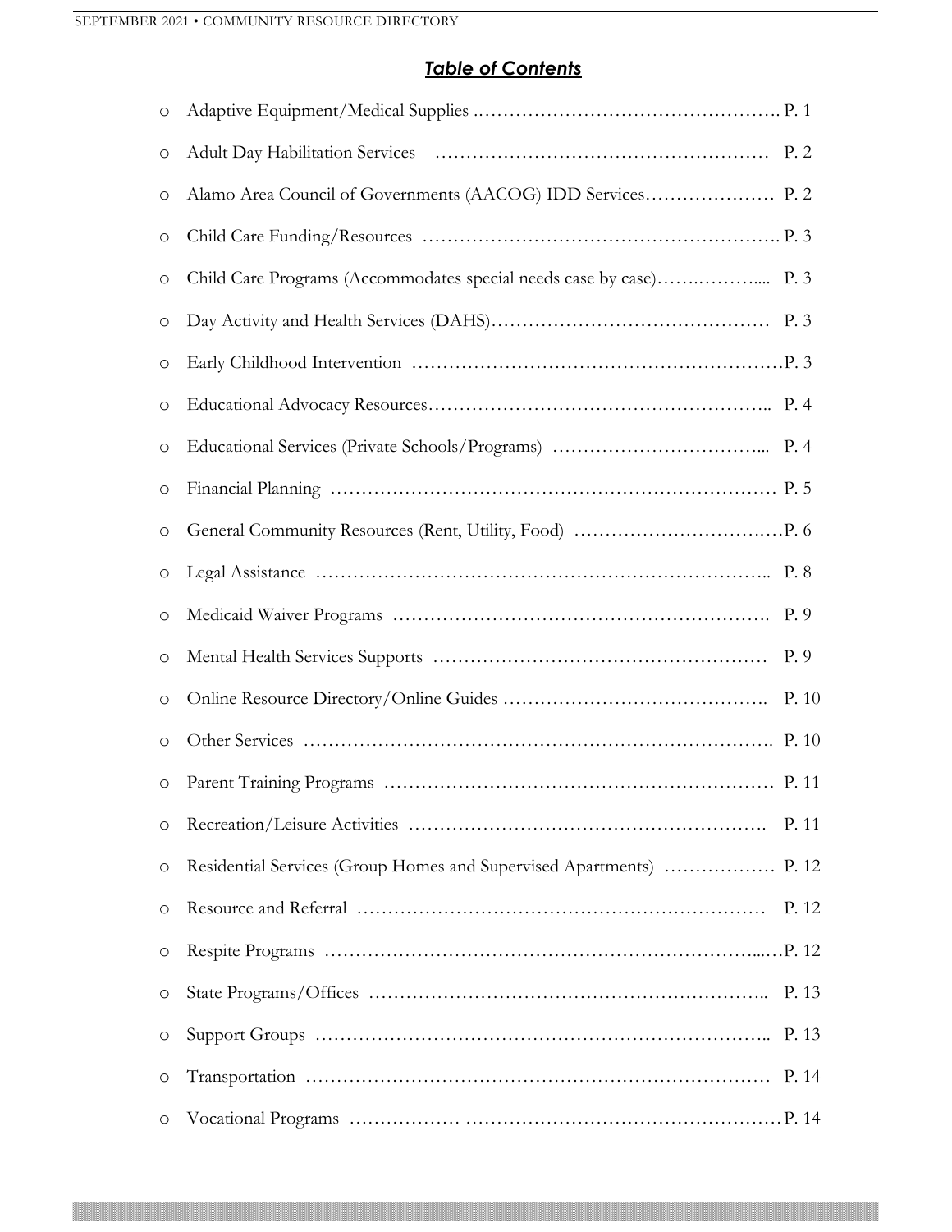## ***Table of Contents***

- Adaptive Equipment/Medical Supplies ……………………………………………. P. 1
- Adult Day Habilitation Services ……………………………………………… P. 2
- Alamo Area Council of Governments (AACOG) IDD Services………………… P. 2
- Child Care Funding/Resources ………………………………………………. P. 3
- Child Care Programs (Accommodates special needs case by case)……………... P. 3
- Day Activity and Health Services (DAHS)……………………………………… P. 3
- Early Childhood Intervention ……………………………………………………P. 3
- Educational Advocacy Resources……………………………………………….. P. 4
- Educational Services (Private Schools/Programs) …………………………... P. 4
- Financial Planning ……………………………………………………………… P. 5
- General Community Resources (Rent, Utility, Food) ……………………………P. 6
- Legal Assistance ……………………………………………………………….. P. 8
- Medicaid Waiver Programs ……………………………………………………. P. 9
- Mental Health Services Supports ……………………………………………… P. 9
- Online Resource Directory/Online Guides ……………………………………. P. 10
- Other Services ………………………………………………………………. P. 10
- Parent Training Programs ……………………………………………………… P. 11
- Recreation/Leisure Activities …………………………………………………. P. 11
- Residential Services (Group Homes and Supervised Apartments) ……………… P. 12
- Resource and Referral ………………………………………………………… P. 12
- Respite Programs ……………………………………………………………...…P. 12
- State Programs/Offices ……………………………………………………….. P. 13
- Support Groups ……………………………………………………………….. P. 13
- Transportation ………………………………………………………………… P. 14
- Vocational Programs ……………… ……………………………………………P. 14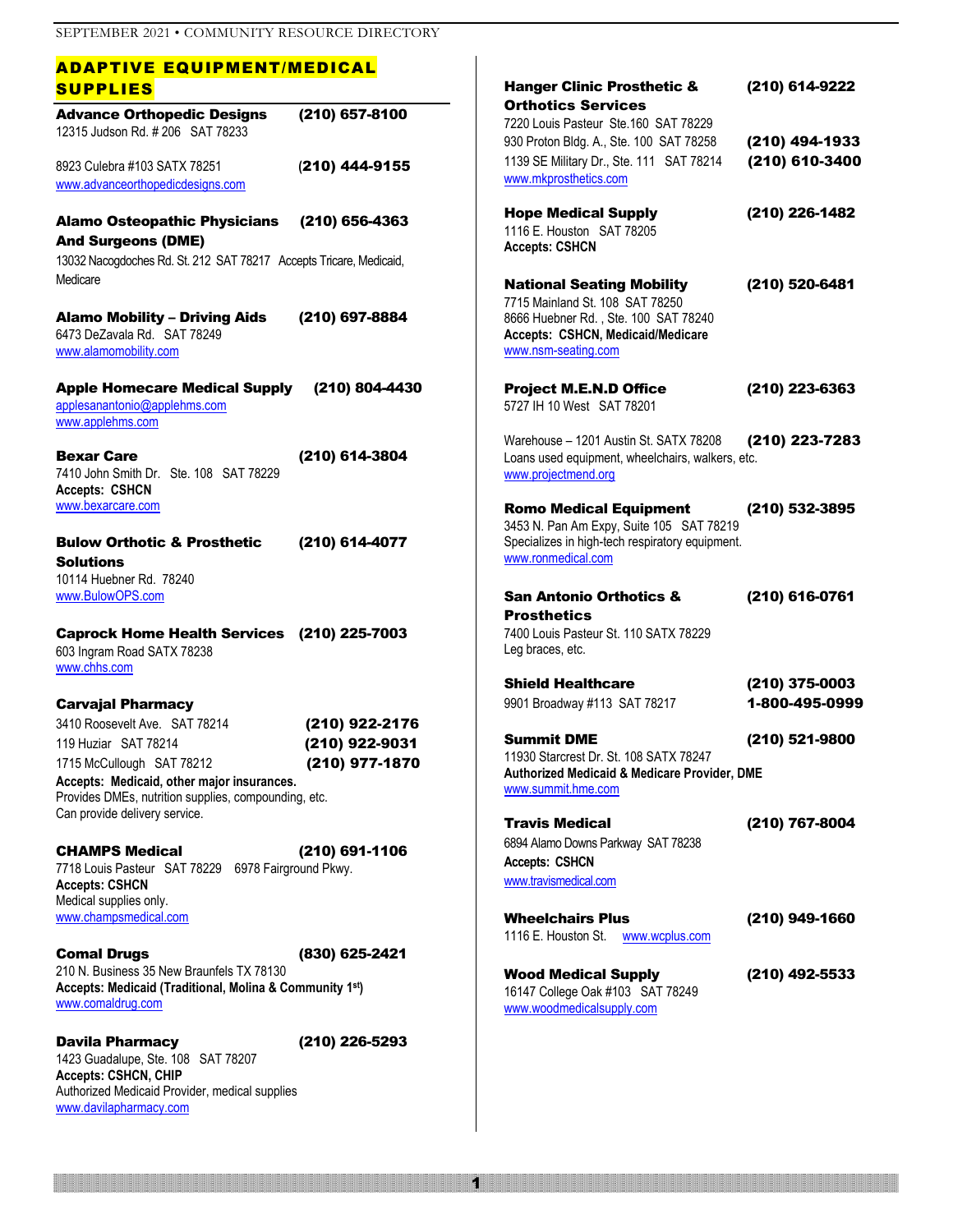## ADAPTIVE EQUIPMENT/MEDICAL SUPPLIES

**Advance Orthopedic Designs** (210) 657-8100
12315 Judson Rd. # 206 SAT 78233

8923 Culebra #103 SATX 78251 **(210) 444-9155**
www.advanceorthopedicdesigns.com

**Alamo Osteopathic Physicians And Surgeons (DME)** (210) 656-4363
13032 Nacogdoches Rd. St. 212 SAT 78217 Accepts Tricare, Medicaid, Medicare

**Alamo Mobility – Driving Aids** (210) 697-8884
6473 DeZavala Rd. SAT 78249
www.alamomobility.com

**Apple Homecare Medical Supply** (210) 804-4430
applesanantonio@applehms.com
www.applehms.com

**Bexar Care** (210) 614-3804
7410 John Smith Dr. Ste. 108 SAT 78229
**Accepts: CSHCN**
www.bexarcare.com

**Bulow Orthotic & Prosthetic Solutions** (210) 614-4077
10114 Huebner Rd. 78240
www.BulowOPS.com

**Caprock Home Health Services** (210) 225-7003
603 Ingram Road SATX 78238
www.chhs.com

**Carvajal Pharmacy**
3410 Roosevelt Ave. SAT 78214 **(210) 922-2176**
119 Huziar SAT 78214 **(210) 922-9031**
1715 McCullough SAT 78212 **(210) 977-1870**
**Accepts: Medicaid, other major insurances.**
Provides DMEs, nutrition supplies, compounding, etc.
Can provide delivery service.

**CHAMPS Medical** (210) 691-1106
7718 Louis Pasteur SAT 78229 6978 Fairground Pkwy.
**Accepts: CSHCN**
Medical supplies only.
www.champsmedical.com

**Comal Drugs** (830) 625-2421
210 N. Business 35 New Braunfels TX 78130
**Accepts: Medicaid (Traditional, Molina & Community 1st)**
www.comaldrug.com

**Davila Pharmacy** (210) 226-5293
1423 Guadalupe, Ste. 108 SAT 78207
**Accepts: CSHCN, CHIP**
Authorized Medicaid Provider, medical supplies
www.davilapharmacy.com

**Hanger Clinic Prosthetic & Orthotics Services** (210) 614-9222
7220 Louis Pasteur Ste.160 SAT 78229
930 Proton Bldg. A., Ste. 100 SAT 78258 **(210) 494-1933**
1139 SE Military Dr., Ste. 111 SAT 78214 **(210) 610-3400**
www.mkprosthetics.com

**Hope Medical Supply** (210) 226-1482
1116 E. Houston SAT 78205
**Accepts: CSHCN**

**National Seating Mobility** (210) 520-6481
7715 Mainland St. 108 SAT 78250
8666 Huebner Rd. , Ste. 100 SAT 78240
**Accepts: CSHCN, Medicaid/Medicare**
www.nsm-seating.com

**Project M.E.N.D Office** (210) 223-6363
5727 IH 10 West SAT 78201

Warehouse – 1201 Austin St. SATX 78208 **(210) 223-7283**
Loans used equipment, wheelchairs, walkers, etc.
www.projectmend.org

**Romo Medical Equipment** (210) 532-3895
3453 N. Pan Am Expy, Suite 105 SAT 78219
Specializes in high-tech respiratory equipment.
www.ronmedical.com

**San Antonio Orthotics & Prosthetics** (210) 616-0761
7400 Louis Pasteur St. 110 SATX 78229
Leg braces, etc.

**Shield Healthcare** (210) 375-0003
9901 Broadway #113 SAT 78217 **1-800-495-0999**

**Summit DME** (210) 521-9800
11930 Starcrest Dr. St. 108 SATX 78247
**Authorized Medicaid & Medicare Provider, DME**
www.summit.hme.com

**Travis Medical** (210) 767-8004
6894 Alamo Downs Parkway SAT 78238
**Accepts: CSHCN**
www.travismedical.com

**Wheelchairs Plus** (210) 949-1660
1116 E. Houston St. www.wcplus.com

**Wood Medical Supply** (210) 492-5533
16147 College Oak #103 SAT 78249
www.woodmedicalsupply.com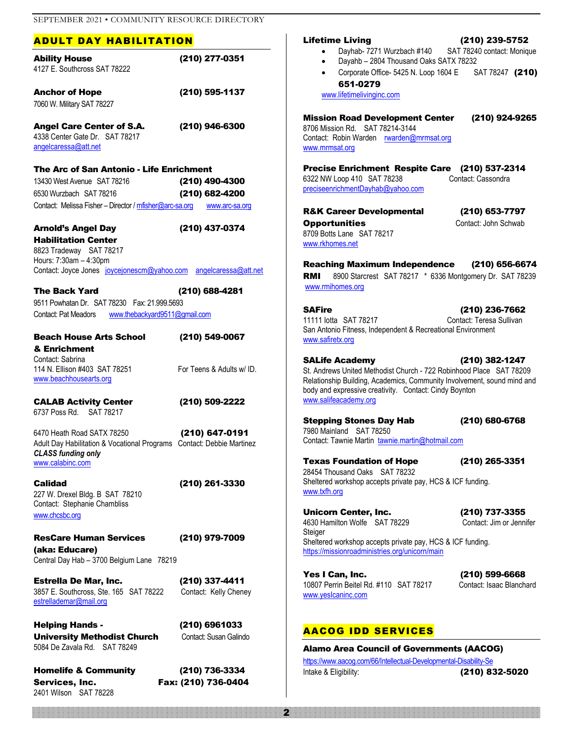## ADULT DAY HABILITATION

**Ability House** (210) 277-0351
4127 E. Southcross SAT 78222

**Anchor of Hope** (210) 595-1137
7060 W. Military SAT 78227

**Angel Care Center of S.A.** (210) 946-6300
4338 Center Gate Dr. SAT 78217
angelcaressa@att.net

**The Arc of San Antonio - Life Enrichment**
13430 West Avenue SAT 78216 **(210) 490-4300**
6530 Wurzbach SAT 78216 **(210) 682-4200**
Contact: Melissa Fisher – Director / mfisher@arc-sa.org www.arc-sa.org

**Arnold's Angel Day Habilitation Center** (210) 437-0374
8823 Tradeway SAT 78217
Hours: 7:30am – 4:30pm
Contact: Joyce Jones joycejonescm@yahoo.com angelcaressa@att.net

**The Back Yard** (210) 688-4281
9511 Powhatan Dr. SAT 78230 Fax: 21.999.5693
Contact: Pat Meadors www.thebackyard9511@gmail.com

**Beach House Arts School & Enrichment** (210) 549-0067
Contact: Sabrina
114 N. Ellison #403 SAT 78251 For Teens & Adults w/ ID.
www.beachhousearts.org

**CALAB Activity Center** (210) 509-2222
6737 Poss Rd. SAT 78217

6470 Heath Road SATX 78250 **(210) 647-0191**
Adult Day Habilitation & Vocational Programs Contact: Debbie Martinez
***CLASS funding only***
www.calabinc.com

**Calidad** (210) 261-3330
227 W. Drexel Bldg. B SAT 78210
Contact: Stephanie Chambliss
www.chcsbc.org

**ResCare Human Services (aka: Educare)** (210) 979-7009
Central Day Hab – 3700 Belgium Lane 78219

**Estrella De Mar, Inc.** (210) 337-4411
3857 E. Southcross, Ste. 165 SAT 78222 Contact: Kelly Cheney
estrellademar@mail.org

**Helping Hands - University Methodist Church** (210) 6961033
Contact: Susan Galindo
5084 De Zavala Rd. SAT 78249

**Homelife & Community Services, Inc.** (210) 736-3334 **Fax: (210) 736-0404**
2401 Wilson SAT 78228

**Lifetime Living** (210) 239-5752

- Dayhab- 7271 Wurzbach #140 SAT 78240 contact: Monique
- Dayahb – 2804 Thousand Oaks SATX 78232
- Corporate Office- 5425 N. Loop 1604 E SAT 78247 **(210) 651-0279**

www.lifetimelivinginc.com

**Mission Road Development Center** (210) 924-9265
8706 Mission Rd. SAT 78214-3144
Contact: Robin Warden rwarden@mrmsat.org
www.mrmsat.org

**Precise Enrichment Respite Care** (210) 537-2314
6322 NW Loop 410 SAT 78238 Contact: Cassondra
preciseenrichmentDayhab@yahoo.com

**R&K Career Developmental Opportunities** (210) 653-7797
Contact: John Schwab
8709 Botts Lane SAT 78217
www.rkhomes.net

**Reaching Maximum Independence** (210) 656-6674
**RMI** 8900 Starcrest SAT 78217 * 6336 Montgomery Dr. SAT 78239
www.rmihomes.org

**SAFire** (210) 236-7662
11111 Iotta SAT 78217 Contact: Teresa Sullivan
San Antonio Fitness, Independent & Recreational Environment
www.safiretx.org

**SALife Academy** (210) 382-1247
St. Andrews United Methodist Church - 722 Robinhood Place SAT 78209
Relationship Building, Academics, Community Involvement, sound mind and body and expressive creativity. Contact: Cindy Boynton
www.salifeacademy.org

**Stepping Stones Day Hab** (210) 680-6768
7980 Mainland SAT 78250
Contact: Tawnie Martin tawnie.martin@hotmail.com

**Texas Foundation of Hope** (210) 265-3351
28454 Thousand Oaks SAT 78232
Sheltered workshop accepts private pay, HCS & ICF funding.
www.txfh.org

**Unicorn Center, Inc.** (210) 737-3355
4630 Hamilton Wolfe SAT 78229 Contact: Jim or Jennifer Steiger
Sheltered workshop accepts private pay, HCS & ICF funding.
https://missionroadministries.org/unicorn/main

**Yes I Can, Inc.** (210) 599-6668
10807 Perrin Beitel Rd. #110 SAT 78217 Contact: Isaac Blanchard
www.yesIcaninc.com

## AACOG IDD SERVICES

**Alamo Area Council of Governments (AACOG)**
https://www.aacog.com/66/Intellectual-Developmental-Disability-Se
Intake & Eligibility: **(210) 832-5020**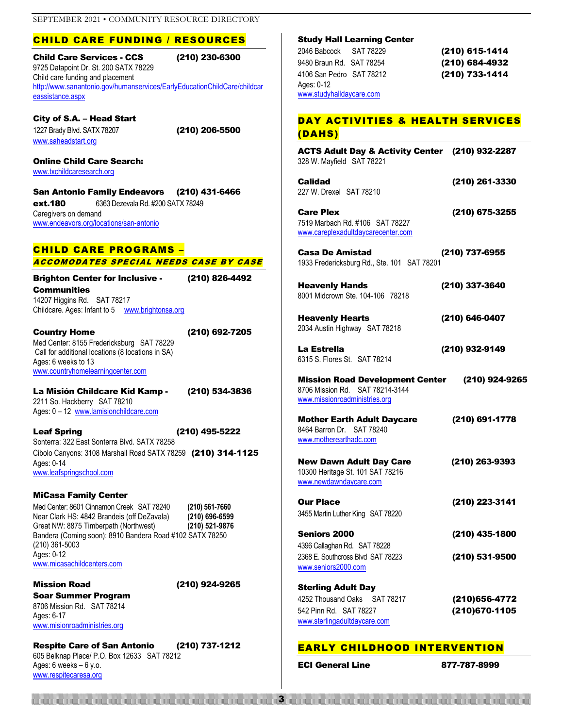## CHILD CARE FUNDING / RESOURCES

**Child Care Services - CCS** **(210) 230-6300**
9725 Datapoint Dr. St. 200 SATX 78229
Child care funding and placement
http://www.sanantonio.gov/humanservices/EarlyEducationChildCare/childcareassistance.aspx

**City of S.A. – Head Start**
1227 Brady Blvd. SATX 78207 **(210) 206-5500**
www.saheadstart.org

**Online Child Care Search:**
www.txchildcaresearch.org

**San Antonio Family Endeavors** **(210) 431-6466 ext.180** 6363 Dezevala Rd. #200 SATX 78249
Caregivers on demand
www.endeavors.org/locations/san-antonio

## CHILD CARE PROGRAMS – *ACCOMODATES SPECIAL NEEDS CASE BY CASE*

**Brighton Center for Inclusive - Communities** **(210) 826-4492**
14207 Higgins Rd. SAT 78217
Childcare. Ages: Infant to 5 www.brightonsa.org

**Country Home** **(210) 692-7205**
Med Center: 8155 Fredericksburg SAT 78229
Call for additional locations (8 locations in SA)
Ages: 6 weeks to 13
www.countryhomelearningcenter.com

**La Misión Childcare Kid Kamp -** **(210) 534-3836**
2211 So. Hackberry SAT 78210
Ages: 0 – 12 www.lamisionchildcare.com

**Leaf Spring** **(210) 495-5222**
Sonterra: 322 East Sonterra Blvd. SATX 78258
Cibolo Canyons: 3108 Marshall Road SATX 78259 **(210) 314-1125**
Ages: 0-14
www.leafspringschool.com

**MiCasa Family Center**
Med Center: 8601 Cinnamon Creek SAT 78240 **(210) 561-7660**
Near Clark HS: 4842 Brandeis (off DeZavala) **(210) 696-6599**
Great NW: 8875 Timberpath (Northwest) **(210) 521-9876**
Bandera (Coming soon): 8910 Bandera Road #102 SATX 78250
(210) 361-5003
Ages: 0-12
www.micasachildcenters.com

**Mission Road Soar Summer Program** **(210) 924-9265**
8706 Mission Rd. SAT 78214
Ages: 6-17
www.misionroadministries.org

**Respite Care of San Antonio** **(210) 737-1212**
605 Belknap Place/ P.O. Box 12633 SAT 78212
Ages: 6 weeks – 6 y.o.
www.respitecaresa.org

**Study Hall Learning Center**
2046 Babcock SAT 78229 **(210) 615-1414**
9480 Braun Rd. SAT 78254 **(210) 684-4932**
4106 San Pedro SAT 78212 **(210) 733-1414**
Ages: 0-12
www.studyhalldaycare.com

## DAY ACTIVITIES & HEALTH SERVICES (DAHS)

**ACTS Adult Day & Activity Center** **(210) 932-2287**
328 W. Mayfield SAT 78221

**Calidad** **(210) 261-3330**
227 W. Drexel SAT 78210

**Care Plex** **(210) 675-3255**
7519 Marbach Rd. #106 SAT 78227
www.careplexadultdaycarecenter.com

**Casa De Amistad** **(210) 737-6955**
1933 Fredericksburg Rd., Ste. 101 SAT 78201

**Heavenly Hands** **(210) 337-3640**
8001 Midcrown Ste. 104-106 78218

**Heavenly Hearts** **(210) 646-0407**
2034 Austin Highway SAT 78218

**La Estrella** **(210) 932-9149**
6315 S. Flores St. SAT 78214

**Mission Road Development Center** **(210) 924-9265**
8706 Mission Rd. SAT 78214-3144
www.missionroadministries.org

**Mother Earth Adult Daycare** **(210) 691-1778**
8464 Barron Dr. SAT 78240
www.motherearthadc.com

**New Dawn Adult Day Care** **(210) 263-9393**
10300 Heritage St. 101 SAT 78216
www.newdawndaycare.com

**Our Place** **(210) 223-3141**
3455 Martin Luther King SAT 78220

**Seniors 2000** **(210) 435-1800**
4396 Callaghan Rd. SAT 78228
2368 E. Southcross Blvd SAT 78223 **(210) 531-9500**
www.seniors2000.com

**Sterling Adult Day**
4252 Thousand Oaks SAT 78217 **(210)656-4772**
542 Pinn Rd. SAT 78227 **(210)670-1105**
www.sterlingadultdaycare.com

## EARLY CHILDHOOD INTERVENTION

**ECI General Line** **877-787-8999**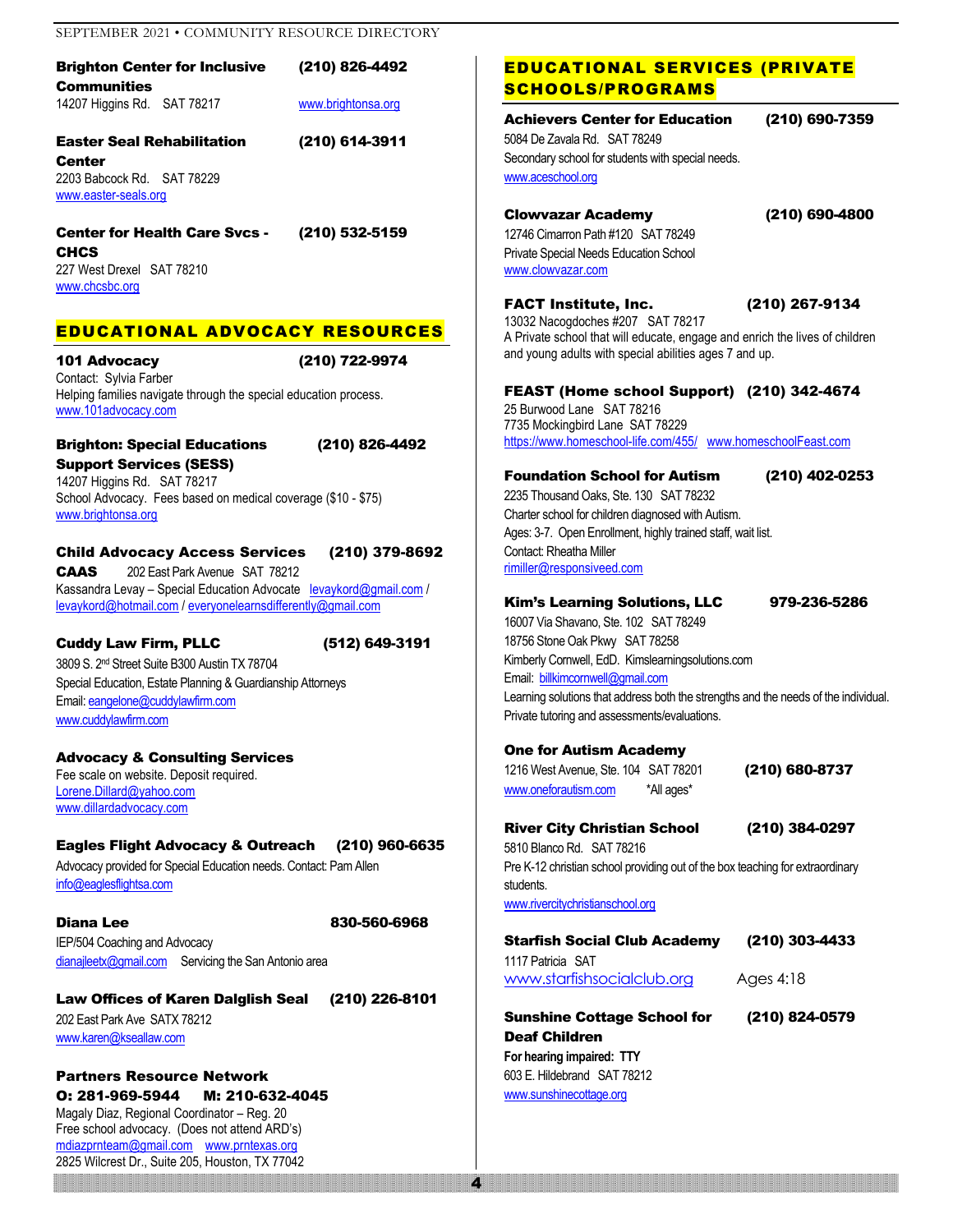**Brighton Center for Inclusive Communities** (210) 826-4492
14207 Higgins Rd. SAT 78217
www.brightonsa.org

**Easter Seal Rehabilitation Center** (210) 614-3911
2203 Babcock Rd. SAT 78229
www.easter-seals.org

**Center for Health Care Svcs - CHCS** (210) 532-5159
227 West Drexel SAT 78210
www.chcsbc.org

## EDUCATIONAL ADVOCACY RESOURCES

**101 Advocacy** (210) 722-9974
Contact: Sylvia Farber
Helping families navigate through the special education process.
www.101advocacy.com

**Brighton: Special Educations Support Services (SESS)** (210) 826-4492
14207 Higgins Rd. SAT 78217
School Advocacy. Fees based on medical coverage ($10 - $75)
www.brightonsa.org

**Child Advocacy Access Services CAAS** (210) 379-8692
202 East Park Avenue SAT 78212
Kassandra Levay – Special Education Advocate levaykord@gmail.com / levaykord@hotmail.com / everyonelearnsdifferently@gmail.com

**Cuddy Law Firm, PLLC** (512) 649-3191
3809 S. 2nd Street Suite B300 Austin TX 78704
Special Education, Estate Planning & Guardianship Attorneys
Email: eangelone@cuddylawfirm.com
www.cuddylawfirm.com

**Advocacy & Consulting Services**
Fee scale on website. Deposit required.
Lorene.Dillard@yahoo.com
www.dillardadvocacy.com

**Eagles Flight Advocacy & Outreach** (210) 960-6635
Advocacy provided for Special Education needs. Contact: Pam Allen
info@eaglesflightsa.com

**Diana Lee** 830-560-6968
IEP/504 Coaching and Advocacy
dianajleetx@gmail.com Servicing the San Antonio area

**Law Offices of Karen Dalglish Seal** (210) 226-8101
202 East Park Ave SATX 78212
www.karen@kseallaw.com

**Partners Resource Network**
**O: 281-969-5944 M: 210-632-4045**
Magaly Diaz, Regional Coordinator – Reg. 20
Free school advocacy. (Does not attend ARD's)
mdiazprnteam@gmail.com www.prntexas.org
2825 Wilcrest Dr., Suite 205, Houston, TX 77042

## EDUCATIONAL SERVICES (PRIVATE SCHOOLS/PROGRAMS

**Achievers Center for Education** (210) 690-7359
5084 De Zavala Rd. SAT 78249
Secondary school for students with special needs.
www.aceschool.org

**Clowvazar Academy** (210) 690-4800
12746 Cimarron Path #120 SAT 78249
Private Special Needs Education School
www.clowvazar.com

**FACT Institute, Inc.** (210) 267-9134
13032 Nacogdoches #207 SAT 78217
A Private school that will educate, engage and enrich the lives of children and young adults with special abilities ages 7 and up.

**FEAST (Home school Support)** (210) 342-4674
25 Burwood Lane SAT 78216
7735 Mockingbird Lane SAT 78229
https://www.homeschool-life.com/455/ www.homeschoolFeast.com

**Foundation School for Autism** (210) 402-0253
2235 Thousand Oaks, Ste. 130 SAT 78232
Charter school for children diagnosed with Autism.
Ages: 3-7. Open Enrollment, highly trained staff, wait list.
Contact: Rheatha Miller
rmiller@responsiveed.com

**Kim's Learning Solutions, LLC** 979-236-5286
16007 Via Shavano, Ste. 102 SAT 78249
18756 Stone Oak Pkwy SAT 78258
Kimberly Cornwell, EdD. Kimslearningsolutions.com
Email: billkimcornwell@gmail.com
Learning solutions that address both the strengths and the needs of the individual.
Private tutoring and assessments/evaluations.

**One for Autism Academy**
1216 West Avenue, Ste. 104 SAT 78201 (210) 680-8737
www.oneforautism.com *All ages*

**River City Christian School** (210) 384-0297
5810 Blanco Rd. SAT 78216
Pre K-12 christian school providing out of the box teaching for extraordinary students.
www.rivercitychristianschool.org

**Starfish Social Club Academy** (210) 303-4433
1117 Patricia SAT
www.starfishsocialclub.org Ages 4:18

**Sunshine Cottage School for Deaf Children** (210) 824-0579
**For hearing impaired: TTY**
603 E. Hildebrand SAT 78212
www.sunshinecottage.org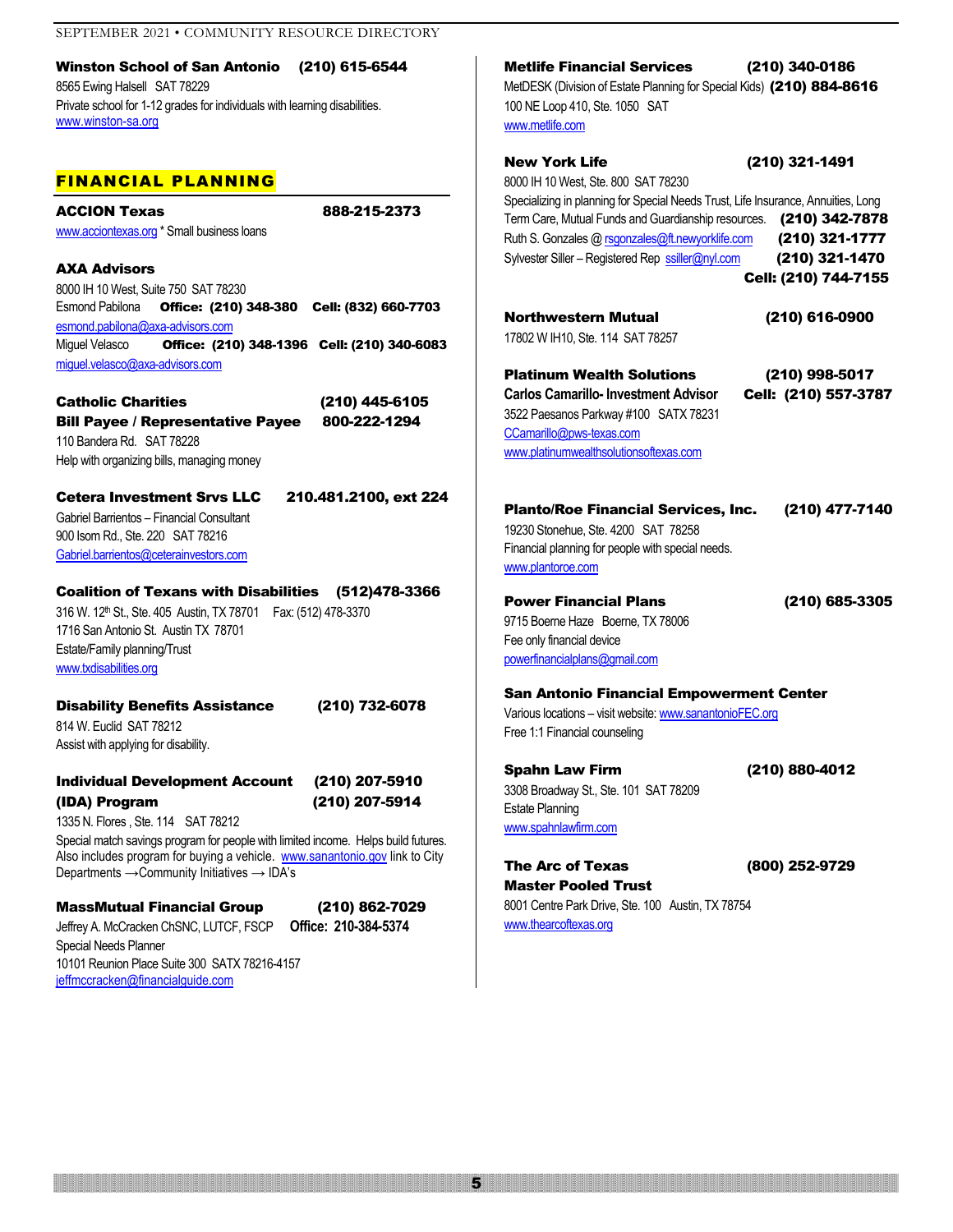**Winston School of San Antonio** **(210) 615-6544**
8565 Ewing Halsell SAT 78229
Private school for 1-12 grades for individuals with learning disabilities.
www.winston-sa.org

## FINANCIAL PLANNING

**ACCION Texas** **888-215-2373**
www.acciontexas.org * Small business loans

**AXA Advisors**
8000 IH 10 West, Suite 750 SAT 78230
Esmond Pabilona **Office: (210) 348-380** **Cell: (832) 660-7703**
esmond.pabilona@axa-advisors.com
Miguel Velasco **Office: (210) 348-1396** **Cell: (210) 340-6083**
miguel.velasco@axa-advisors.com

**Catholic Charities** **(210) 445-6105**
**Bill Payee / Representative Payee** **800-222-1294**
110 Bandera Rd. SAT 78228
Help with organizing bills, managing money

**Cetera Investment Srvs LLC** **210.481.2100, ext 224**
Gabriel Barrientos – Financial Consultant
900 Isom Rd., Ste. 220 SAT 78216
Gabriel.barrientos@ceterainvestors.com

**Coalition of Texans with Disabilities** **(512)478-3366**
316 W. 12th St., Ste. 405 Austin, TX 78701 Fax: (512) 478-3370
1716 San Antonio St. Austin TX 78701
Estate/Family planning/Trust
www.txdisabilities.org

**Disability Benefits Assistance** **(210) 732-6078**
814 W. Euclid SAT 78212
Assist with applying for disability.

**Individual Development Account** **(210) 207-5910**
**(IDA) Program** **(210) 207-5914**
1335 N. Flores , Ste. 114 SAT 78212
Special match savings program for people with limited income. Helps build futures. Also includes program for buying a vehicle. www.sanantonio.gov link to City Departments →Community Initiatives → IDA's

**MassMutual Financial Group** **(210) 862-7029**
Jeffrey A. McCracken ChSNC, LUTCF, FSCP **Office: 210-384-5374**
Special Needs Planner
10101 Reunion Place Suite 300 SATX 78216-4157
jeffmccracken@financialguide.com

**Metlife Financial Services** **(210) 340-0186**
MetDESK (Division of Estate Planning for Special Kids) **(210) 884-8616**
100 NE Loop 410, Ste. 1050 SAT
www.metlife.com

**New York Life** **(210) 321-1491**
8000 IH 10 West, Ste. 800 SAT 78230
Specializing in planning for Special Needs Trust, Life Insurance, Annuities, Long Term Care, Mutual Funds and Guardianship resources. **(210) 342-7878**
Ruth S. Gonzales @ rsgonzales@ft.newyorklife.com **(210) 321-1777**
Sylvester Siller – Registered Rep ssiller@nyl.com **(210) 321-1470**
**Cell: (210) 744-7155**

**Northwestern Mutual** **(210) 616-0900**
17802 W IH10, Ste. 114 SAT 78257

**Platinum Wealth Solutions** **(210) 998-5017**
**Carlos Camarillo- Investment Advisor** **Cell: (210) 557-3787**
3522 Paesanos Parkway #100 SATX 78231
CCamarillo@pws-texas.com
www.platinumwealthsolutionsoftexas.com

**Planto/Roe Financial Services, Inc.** **(210) 477-7140**
19230 Stonehue, Ste. 4200 SAT 78258
Financial planning for people with special needs.
www.plantoroe.com

**Power Financial Plans** **(210) 685-3305**
9715 Boerne Haze Boerne, TX 78006
Fee only financial device
powerfinancialplans@gmail.com

**San Antonio Financial Empowerment Center**
Various locations – visit website: www.sanantonioFEC.org
Free 1:1 Financial counseling

**Spahn Law Firm** **(210) 880-4012**
3308 Broadway St., Ste. 101 SAT 78209
Estate Planning
www.spahnlawfirm.com

**The Arc of Texas** **(800) 252-9729**
**Master Pooled Trust**
8001 Centre Park Drive, Ste. 100 Austin, TX 78754
www.thearcoftexas.org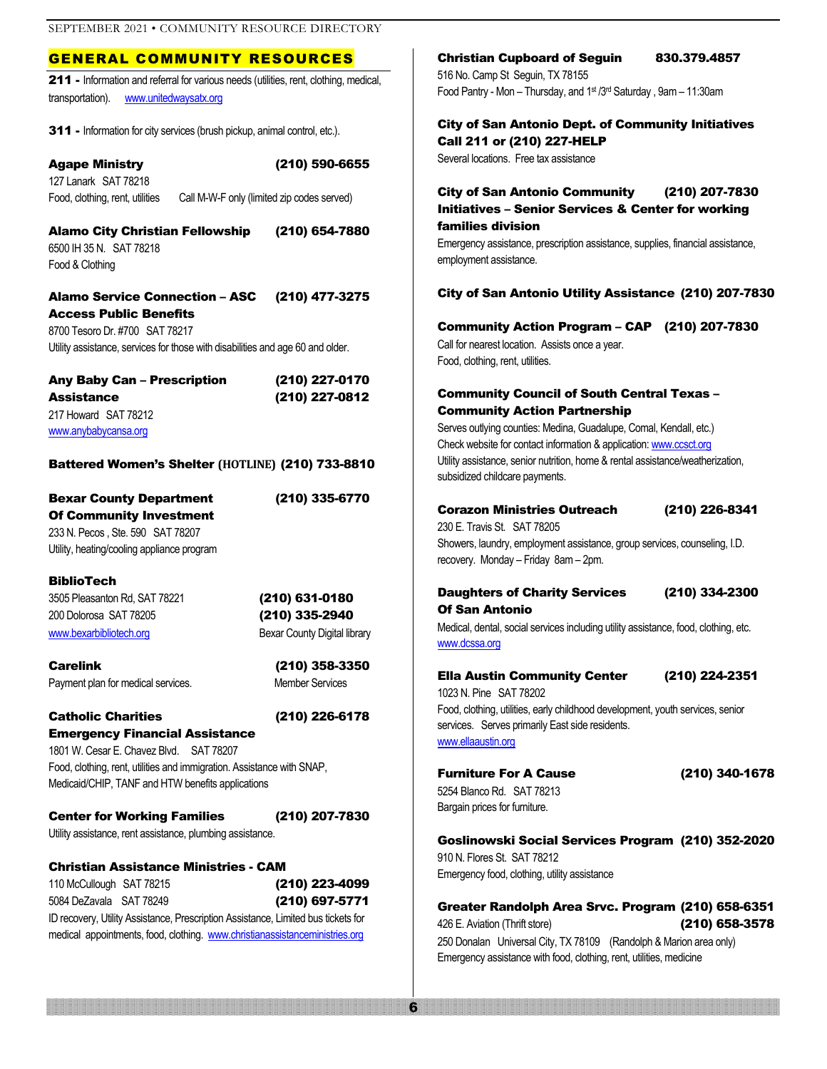## GENERAL COMMUNITY RESOURCES

**211 -** Information and referral for various needs (utilities, rent, clothing, medical, transportation). www.unitedwaysatx.org

**311 -** Information for city services (brush pickup, animal control, etc.).

**Agape Ministry** (210) 590-6655
127 Lanark SAT 78218
Food, clothing, rent, utilities Call M-W-F only (limited zip codes served)

**Alamo City Christian Fellowship** (210) 654-7880
6500 IH 35 N. SAT 78218
Food & Clothing

**Alamo Service Connection – ASC Access Public Benefits** (210) 477-3275
8700 Tesoro Dr. #700 SAT 78217
Utility assistance, services for those with disabilities and age 60 and older.

**Any Baby Can – Prescription Assistance** (210) 227-0170 (210) 227-0812
217 Howard SAT 78212
www.anybabycansa.org

**Battered Women's Shelter (HOTLINE)** (210) 733-8810

**Bexar County Department Of Community Investment** (210) 335-6770
233 N. Pecos , Ste. 590 SAT 78207
Utility, heating/cooling appliance program

**BiblioTech**
3505 Pleasanton Rd, SAT 78221 **(210) 631-0180**
200 Dolorosa SAT 78205 **(210) 335-2940**
www.bexarbibliotech.org Bexar County Digital library

**Carelink** (210) 358-3350
Payment plan for medical services. Member Services

**Catholic Charities Emergency Financial Assistance** (210) 226-6178
1801 W. Cesar E. Chavez Blvd. SAT 78207
Food, clothing, rent, utilities and immigration. Assistance with SNAP, Medicaid/CHIP, TANF and HTW benefits applications

**Center for Working Families** (210) 207-7830
Utility assistance, rent assistance, plumbing assistance.

**Christian Assistance Ministries - CAM**
110 McCullough SAT 78215 **(210) 223-4099**
5084 DeZavala SAT 78249 **(210) 697-5771**
ID recovery, Utility Assistance, Prescription Assistance, Limited bus tickets for medical appointments, food, clothing. www.christianassistanceministries.org

**Christian Cupboard of Seguin** 830.379.4857
516 No. Camp St Seguin, TX 78155
Food Pantry - Mon – Thursday, and 1st /3rd Saturday , 9am – 11:30am

**City of San Antonio Dept. of Community Initiatives Call 211 or (210) 227-HELP**
Several locations. Free tax assistance

**City of San Antonio Community Initiatives – Senior Services & Center for working families division** (210) 207-7830
Emergency assistance, prescription assistance, supplies, financial assistance, employment assistance.

**City of San Antonio Utility Assistance** (210) 207-7830

**Community Action Program – CAP** (210) 207-7830
Call for nearest location. Assists once a year.
Food, clothing, rent, utilities.

**Community Council of South Central Texas – Community Action Partnership**
Serves outlying counties: Medina, Guadalupe, Comal, Kendall, etc.)
Check website for contact information & application: www.ccsct.org
Utility assistance, senior nutrition, home & rental assistance/weatherization, subsidized childcare payments.

**Corazon Ministries Outreach** (210) 226-8341
230 E. Travis St. SAT 78205
Showers, laundry, employment assistance, group services, counseling, I.D. recovery. Monday – Friday 8am – 2pm.

**Daughters of Charity Services Of San Antonio** (210) 334-2300
Medical, dental, social services including utility assistance, food, clothing, etc.
www.dcssa.org

**Ella Austin Community Center** (210) 224-2351
1023 N. Pine SAT 78202
Food, clothing, utilities, early childhood development, youth services, senior services. Serves primarily East side residents.
www.ellaaustin.org

**Furniture For A Cause** (210) 340-1678
5254 Blanco Rd. SAT 78213
Bargain prices for furniture.

**Goslinowski Social Services Program** (210) 352-2020
910 N. Flores St. SAT 78212
Emergency food, clothing, utility assistance

**Greater Randolph Area Srvc. Program** (210) 658-6351
426 E. Aviation (Thrift store) **(210) 658-3578**
250 Donalan Universal City, TX 78109 (Randolph & Marion area only)
Emergency assistance with food, clothing, rent, utilities, medicine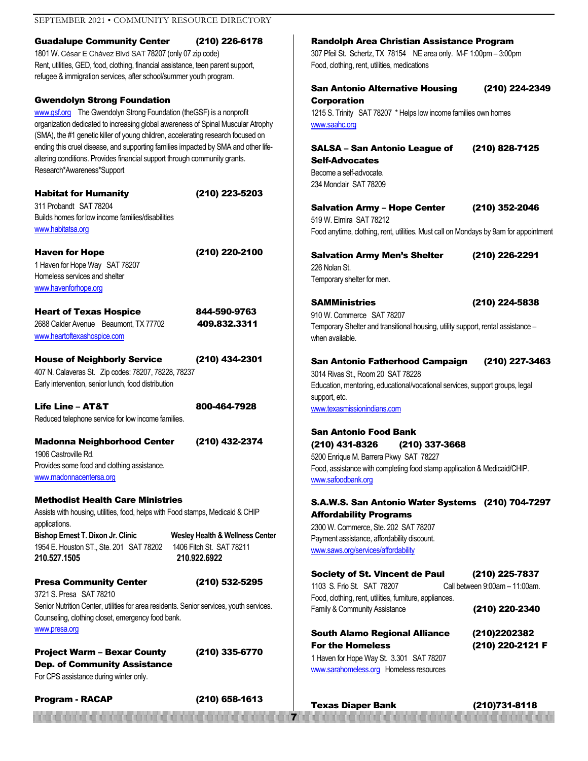### Guadalupe Community Center (210) 226-6178

1801 W. César E Chávez Blvd SAT 78207 (only 07 zip code)
Rent, utilities, GED, food, clothing, financial assistance, teen parent support, refugee & immigration services, after school/summer youth program.

### Gwendolyn Strong Foundation

www.gsf.org The Gwendolyn Strong Foundation (theGSF) is a nonprofit organization dedicated to increasing global awareness of Spinal Muscular Atrophy (SMA), the #1 genetic killer of young children, accelerating research focused on ending this cruel disease, and supporting families impacted by SMA and other life-altering conditions. Provides financial support through community grants.
Research*Awareness*Support

### Habitat for Humanity (210) 223-5203

311 Probandt SAT 78204
Builds homes for low income families/disabilities
www.habitatsa.org

### Haven for Hope (210) 220-2100

1 Haven for Hope Way SAT 78207
Homeless services and shelter
www.havenforhope.org

### Heart of Texas Hospice 844-590-9763 409.832.3311

2688 Calder Avenue Beaumont, TX 77702
www.heartoftexashospice.com

### House of Neighborly Service (210) 434-2301

407 N. Calaveras St. Zip codes: 78207, 78228, 78237
Early intervention, senior lunch, food distribution

### Life Line – AT&T 800-464-7928

Reduced telephone service for low income families.

### Madonna Neighborhood Center (210) 432-2374

1906 Castroville Rd.
Provides some food and clothing assistance.
www.madonnacentersa.org

### Methodist Health Care Ministries

Assists with housing, utilities, food, helps with Food stamps, Medicaid & CHIP applications.

| Bishop Ernest T. Dixon Jr. Clinic | Wesley Health & Wellness Center |
|---|---|
| 1954 E. Houston ST., Ste. 201 SAT 78202 | 1406 Fitch St. SAT 78211 |
| **210.527.1505** | **210.922.6922** |

### Presa Community Center (210) 532-5295

3721 S. Presa SAT 78210
Senior Nutrition Center, utilities for area residents. Senior services, youth services. Counseling, clothing closet, emergency food bank.
www.presa.org

### Project Warm – Bexar County Dep. of Community Assistance (210) 335-6770

For CPS assistance during winter only.

### Program - RACAP (210) 658-1613

### Randolph Area Christian Assistance Program

307 Pfeil St. Schertz, TX 78154 NE area only. M-F 1:00pm – 3:00pm
Food, clothing, rent, utilities, medications

### San Antonio Alternative Housing Corporation (210) 224-2349

1215 S. Trinity SAT 78207 * Helps low income families own homes
www.saahc.org

### SALSA – San Antonio League of Self-Advocates (210) 828-7125

Become a self-advocate.
234 Monclair SAT 78209

### Salvation Army – Hope Center (210) 352-2046

519 W. Elmira SAT 78212
Food anytime, clothing, rent, utilities. Must call on Mondays by 9am for appointment

### Salvation Army Men's Shelter (210) 226-2291

226 Nolan St.
Temporary shelter for men.

### SAMMinistries (210) 224-5838

910 W. Commerce SAT 78207
Temporary Shelter and transitional housing, utility support, rental assistance – when available.

### San Antonio Fatherhood Campaign (210) 227-3463

3014 Rivas St., Room 20 SAT 78228
Education, mentoring, educational/vocational services, support groups, legal support, etc.
www.texasmissionindians.com

### San Antonio Food Bank

**(210) 431-8326 (210) 337-3668**

5200 Enrique M. Barrera Pkwy SAT 78227
Food, assistance with completing food stamp application & Medicaid/CHIP.
www.safoodbank.org

### S.A.W.S. San Antonio Water Systems Affordability Programs (210) 704-7297

2300 W. Commerce, Ste. 202 SAT 78207
Payment assistance, affordability discount.
www.saws.org/services/affordability

### Society of St. Vincent de Paul (210) 225-7837

1103 S. Frio St. SAT 78207 Call between 9:00am – 11:00am.
Food, clothing, rent, utilities, furniture, appliances.
Family & Community Assistance **(210) 220-2340**

### South Alamo Regional Alliance For the Homeless (210)2202382 (210) 220-2121 F

1 Haven for Hope Way St. 3.301 SAT 78207
www.sarahomeless.org Homeless resources

### Texas Diaper Bank (210)731-8118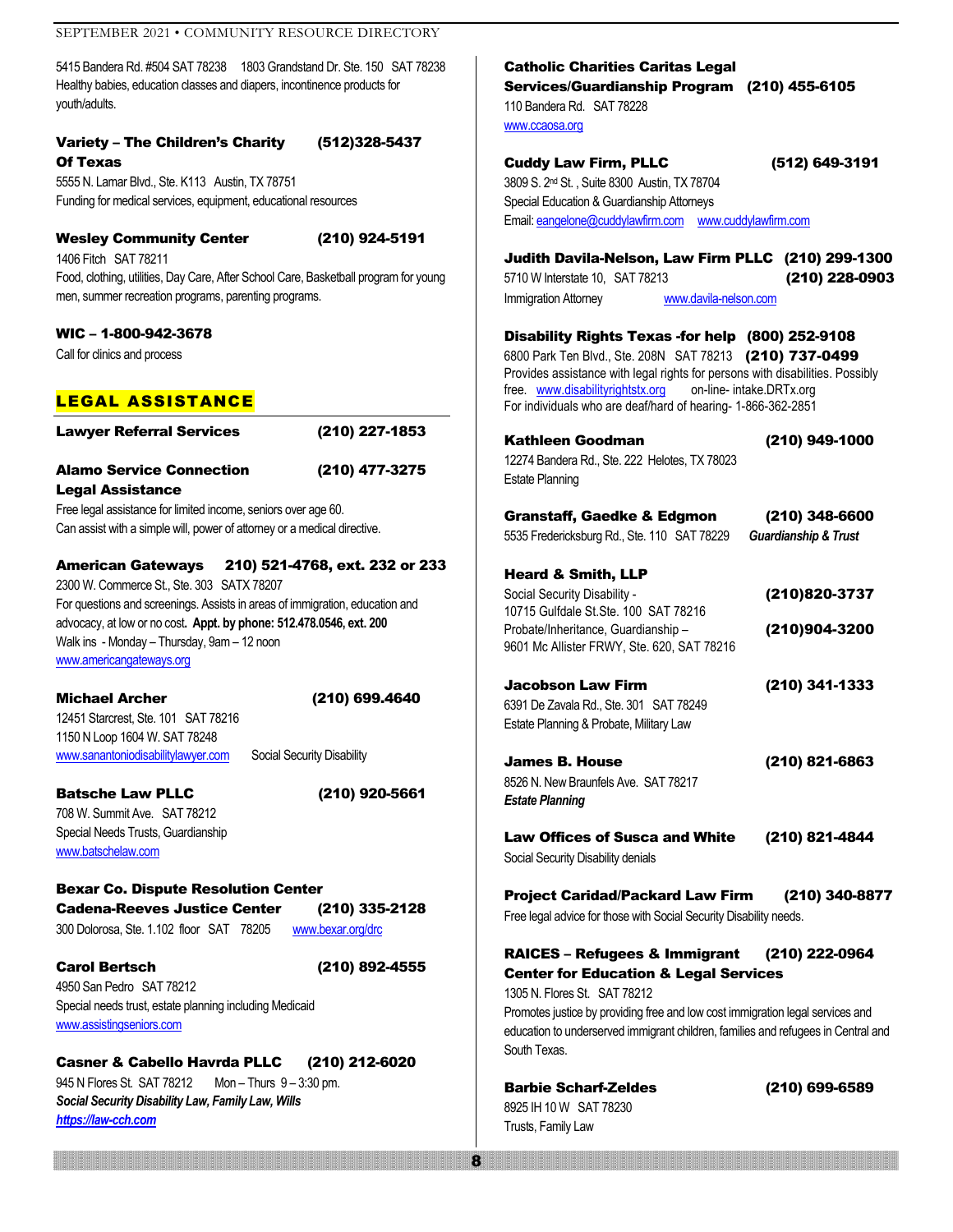5415 Bandera Rd. #504 SAT 78238 1803 Grandstand Dr. Ste. 150 SAT 78238
Healthy babies, education classes and diapers, incontinence products for youth/adults.

**Variety – The Children's Charity Of Texas** (512)328-5437
5555 N. Lamar Blvd., Ste. K113 Austin, TX 78751
Funding for medical services, equipment, educational resources

**Wesley Community Center** (210) 924-5191
1406 Fitch SAT 78211
Food, clothing, utilities, Day Care, After School Care, Basketball program for young men, summer recreation programs, parenting programs.

**WIC – 1-800-942-3678**
Call for clinics and process

## LEGAL ASSISTANCE

**Lawyer Referral Services** (210) 227-1853

**Alamo Service Connection Legal Assistance** (210) 477-3275
Free legal assistance for limited income, seniors over age 60.
Can assist with a simple will, power of attorney or a medical directive.

**American Gateways** 210) 521-4768, ext. 232 or 233
2300 W. Commerce St., Ste. 303 SATX 78207
For questions and screenings. Assists in areas of immigration, education and advocacy, at low or no cost. **Appt. by phone: 512.478.0546, ext. 200**
Walk ins - Monday – Thursday, 9am – 12 noon
www.americangateways.org

**Michael Archer** (210) 699.4640
12451 Starcrest, Ste. 101 SAT 78216
1150 N Loop 1604 W. SAT 78248
www.sanantoniodisabilitylawyer.com Social Security Disability

**Batsche Law PLLC** (210) 920-5661
708 W. Summit Ave. SAT 78212
Special Needs Trusts, Guardianship
www.batschelaw.com

**Bexar Co. Dispute Resolution Center Cadena-Reeves Justice Center** (210) 335-2128
300 Dolorosa, Ste. 1.102 floor SAT 78205 www.bexar.org/drc

**Carol Bertsch** (210) 892-4555
4950 San Pedro SAT 78212
Special needs trust, estate planning including Medicaid
www.assistingseniors.com

**Casner & Cabello Havrda PLLC** (210) 212-6020
945 N Flores St. SAT 78212 Mon – Thurs 9 – 3:30 pm.
***Social Security Disability Law, Family Law, Wills***
***https://law-cch.com***

**Catholic Charities Caritas Legal Services/Guardianship Program** (210) 455-6105
110 Bandera Rd. SAT 78228
www.ccaosa.org

**Cuddy Law Firm, PLLC** (512) 649-3191
3809 S. 2nd St. , Suite 8300 Austin, TX 78704
Special Education & Guardianship Attorneys
Email: eangelone@cuddylawfirm.com www.cuddylawfirm.com

**Judith Davila-Nelson, Law Firm PLLC** (210) 299-1300 (210) 228-0903
5710 W Interstate 10, SAT 78213
Immigration Attorney www.davila-nelson.com

**Disability Rights Texas -for help** (800) 252-9108 **(210) 737-0499**
6800 Park Ten Blvd., Ste. 208N SAT 78213
Provides assistance with legal rights for persons with disabilities. Possibly free. www.disabilityrightstx.org on-line- intake.DRTx.org
For individuals who are deaf/hard of hearing- 1-866-362-2851

**Kathleen Goodman** (210) 949-1000
12274 Bandera Rd., Ste. 222 Helotes, TX 78023
Estate Planning

**Granstaff, Gaedke & Edgmon** (210) 348-6600
5535 Fredericksburg Rd., Ste. 110 SAT 78229 ***Guardianship & Trust***

**Heard & Smith, LLP**
Social Security Disability - **(210)820-3737**
10715 Gulfdale St.Ste. 100 SAT 78216
Probate/Inheritance, Guardianship – **(210)904-3200**
9601 Mc Allister FRWY, Ste. 620, SAT 78216

**Jacobson Law Firm** (210) 341-1333
6391 De Zavala Rd., Ste. 301 SAT 78249
Estate Planning & Probate, Military Law

**James B. House** (210) 821-6863
8526 N. New Braunfels Ave. SAT 78217
***Estate Planning***

**Law Offices of Susca and White** (210) 821-4844
Social Security Disability denials

**Project Caridad/Packard Law Firm** (210) 340-8877
Free legal advice for those with Social Security Disability needs.

**RAICES – Refugees & Immigrant Center for Education & Legal Services** (210) 222-0964
1305 N. Flores St. SAT 78212
Promotes justice by providing free and low cost immigration legal services and education to underserved immigrant children, families and refugees in Central and South Texas.

**Barbie Scharf-Zeldes** (210) 699-6589
8925 IH 10 W SAT 78230
Trusts, Family Law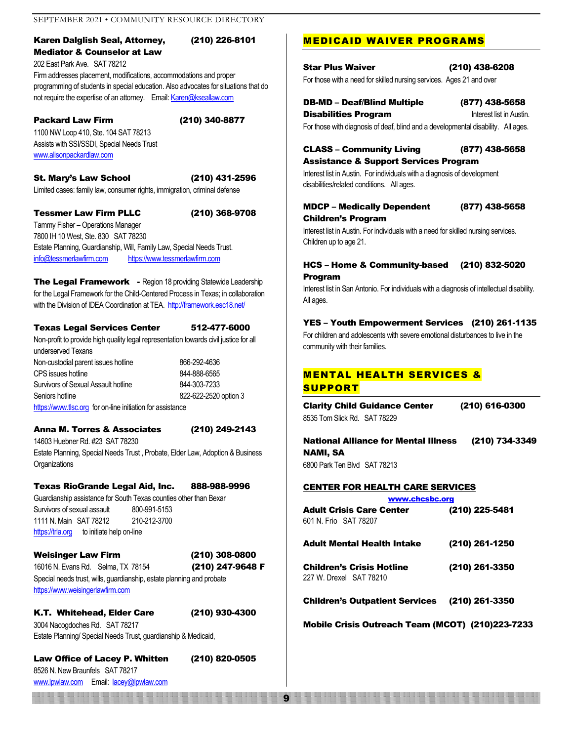**Karen Dalglish Seal, Attorney, Mediator & Counselor at Law** (210) 226-8101
202 East Park Ave. SAT 78212
Firm addresses placement, modifications, accommodations and proper programming of students in special education. Also advocates for situations that do not require the expertise of an attorney. Email: Karen@kseallaw.com

**Packard Law Firm** (210) 340-8877
1100 NW Loop 410, Ste. 104 SAT 78213
Assists with SSI/SSDI, Special Needs Trust
www.alisonpackardlaw.com

**St. Mary's Law School** (210) 431-2596
Limited cases: family law, consumer rights, immigration, criminal defense

**Tessmer Law Firm PLLC** (210) 368-9708
Tammy Fisher – Operations Manager
7800 IH 10 West, Ste. 830 SAT 78230
Estate Planning, Guardianship, Will, Family Law, Special Needs Trust.
info@tessmerlawfirm.com https://www.tessmerlawfirm.com

**The Legal Framework** - Region 18 providing Statewide Leadership for the Legal Framework for the Child-Centered Process in Texas; in collaboration with the Division of IDEA Coordination at TEA. http://framework.esc18.net/

**Texas Legal Services Center** 512-477-6000
Non-profit to provide high quality legal representation towards civil justice for all underserved Texans

| | |
|---|---|
| Non-custodial parent issues hotline | 866-292-4636 |
| CPS issues hotline | 844-888-6565 |
| Survivors of Sexual Assault hotline | 844-303-7233 |
| Seniors hotline | 822-622-2520 option 3 |

https://www.tlsc.org for on-line initiation for assistance

**Anna M. Torres & Associates** (210) 249-2143
14603 Huebner Rd. #23 SAT 78230
Estate Planning, Special Needs Trust , Probate, Elder Law, Adoption & Business Organizations

**Texas RioGrande Legal Aid, Inc.** 888-988-9996
Guardianship assistance for South Texas counties other than Bexar

| | |
|---|---|
| Survivors of sexual assault | 800-991-5153 |
| 1111 N. Main SAT 78212 | 210-212-3700 |

https://trla.org to initiate help on-line

**Weisinger Law Firm** (210) 308-0800
16016 N. Evans Rd. Selma, TX 78154 (210) 247-9648 F
Special needs trust, wills, guardianship, estate planning and probate
https://www.weisingerlawfirm.com

**K.T. Whitehead, Elder Care** (210) 930-4300
3004 Nacogdoches Rd. SAT 78217
Estate Planning/ Special Needs Trust, guardianship & Medicaid,

**Law Office of Lacey P. Whitten** (210) 820-0505
8526 N. New Braunfels SAT 78217
www.lpwlaw.com Email: lacey@lpwlaw.com

## MEDICAID WAIVER PROGRAMS

**Star Plus Waiver** (210) 438-6208
For those with a need for skilled nursing services. Ages 21 and over

**DB-MD – Deaf/Blind Multiple Disabilities Program** (877) 438-5658
Interest list in Austin.
For those with diagnosis of deaf, blind and a developmental disability. All ages.

**CLASS – Community Living Assistance & Support Services Program** (877) 438-5658
Interest list in Austin. For individuals with a diagnosis of development disabilities/related conditions. All ages.

**MDCP – Medically Dependent Children's Program** (877) 438-5658
Interest list in Austin. For individuals with a need for skilled nursing services. Children up to age 21.

**HCS – Home & Community-based Program** (210) 832-5020
Interest list in San Antonio. For individuals with a diagnosis of intellectual disability. All ages.

**YES – Youth Empowerment Services** (210) 261-1135
For children and adolescents with severe emotional disturbances to live in the community with their families.

## MENTAL HEALTH SERVICES & SUPPORT

**Clarity Child Guidance Center** (210) 616-0300
8535 Tom Slick Rd. SAT 78229

**National Alliance for Mental Illness NAMI, SA** (210) 734-3349
6800 Park Ten Blvd SAT 78213

### CENTER FOR HEALTH CARE SERVICES

www.chcsbc.org

**Adult Crisis Care Center** (210) 225-5481
601 N. Frio SAT 78207

**Adult Mental Health Intake** (210) 261-1250

**Children's Crisis Hotline** (210) 261-3350
227 W. Drexel SAT 78210

**Children's Outpatient Services** (210) 261-3350

**Mobile Crisis Outreach Team (MCOT)** (210)223-7233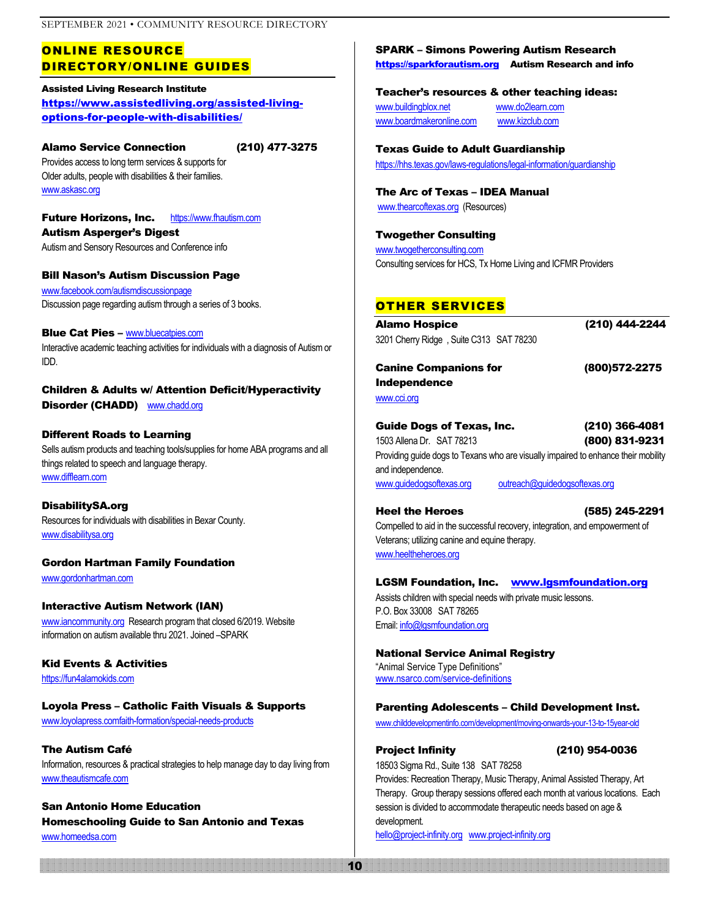## ONLINE RESOURCE DIRECTORY/ONLINE GUIDES

**Assisted Living Research Institute**
**https://www.assistedliving.org/assisted-living-options-for-people-with-disabilities/**

**Alamo Service Connection** **(210) 477-3275**
Provides access to long term services & supports for Older adults, people with disabilities & their families.
www.askasc.org

**Future Horizons, Inc.** https://www.fhautism.com
**Autism Asperger's Digest**
Autism and Sensory Resources and Conference info

**Bill Nason's Autism Discussion Page**
www.facebook.com/autismdiscussionpage
Discussion page regarding autism through a series of 3 books.

**Blue Cat Pies –** www.bluecatpies.com
Interactive academic teaching activities for individuals with a diagnosis of Autism or IDD.

**Children & Adults w/ Attention Deficit/Hyperactivity Disorder (CHADD)** www.chadd.org

**Different Roads to Learning**
Sells autism products and teaching tools/supplies for home ABA programs and all things related to speech and language therapy.
www.difflearn.com

**DisabilitySA.org**
Resources for individuals with disabilities in Bexar County.
www.disabilitysa.org

**Gordon Hartman Family Foundation**
www.gordonhartman.com

**Interactive Autism Network (IAN)**
www.iancommunity.org Research program that closed 6/2019. Website information on autism available thru 2021. Joined –SPARK

**Kid Events & Activities**
https://fun4alamokids.com

**Loyola Press – Catholic Faith Visuals & Supports**
www.loyolapress.comfaith-formation/special-needs-products

**The Autism Café**
Information, resources & practical strategies to help manage day to day living from
www.theautismcafe.com

**San Antonio Home Education**
**Homeschooling Guide to San Antonio and Texas**
www.homeedsa.com

**SPARK – Simons Powering Autism Research**
**https://sparkforautism.org** **Autism Research and info**

**Teacher's resources & other teaching ideas:**
www.buildingblox.net www.do2learn.com
www.boardmakeronline.com www.kizclub.com

**Texas Guide to Adult Guardianship**
https://hhs.texas.gov/laws-regulations/legal-information/guardianship

**The Arc of Texas – IDEA Manual**
www.thearcoftexas.org (Resources)

**Twogether Consulting**
www.twogetherconsulting.com
Consulting services for HCS, Tx Home Living and ICFMR Providers

## OTHER SERVICES

**Alamo Hospice** **(210) 444-2244**
3201 Cherry Ridge , Suite C313 SAT 78230

**Canine Companions for Independence** **(800)572-2275**
www.cci.org

**Guide Dogs of Texas, Inc.** **(210) 366-4081**
1503 Allena Dr. SAT 78213 **(800) 831-9231**
Providing guide dogs to Texans who are visually impaired to enhance their mobility and independence.
www.guidedogsoftexas.org outreach@guidedogsoftexas.org

**Heel the Heroes** **(585) 245-2291**
Compelled to aid in the successful recovery, integration, and empowerment of Veterans; utilizing canine and equine therapy.
www.heeltheheroes.org

**LGSM Foundation, Inc.** **www.lgsmfoundation.org**
Assists children with special needs with private music lessons.
P.O. Box 33008 SAT 78265
Email: info@lgsmfoundation.org

**National Service Animal Registry**
"Animal Service Type Definitions"
www.nsarco.com/service-definitions

**Parenting Adolescents – Child Development Inst.**
www.childdevelopmentinfo.com/development/moving-onwards-your-13-to-15year-old

**Project Infinity** **(210) 954-0036**
18503 Sigma Rd., Suite 138 SAT 78258
Provides: Recreation Therapy, Music Therapy, Animal Assisted Therapy, Art Therapy. Group therapy sessions offered each month at various locations. Each session is divided to accommodate therapeutic needs based on age & development.
hello@project-infinity.org www.project-infinity.org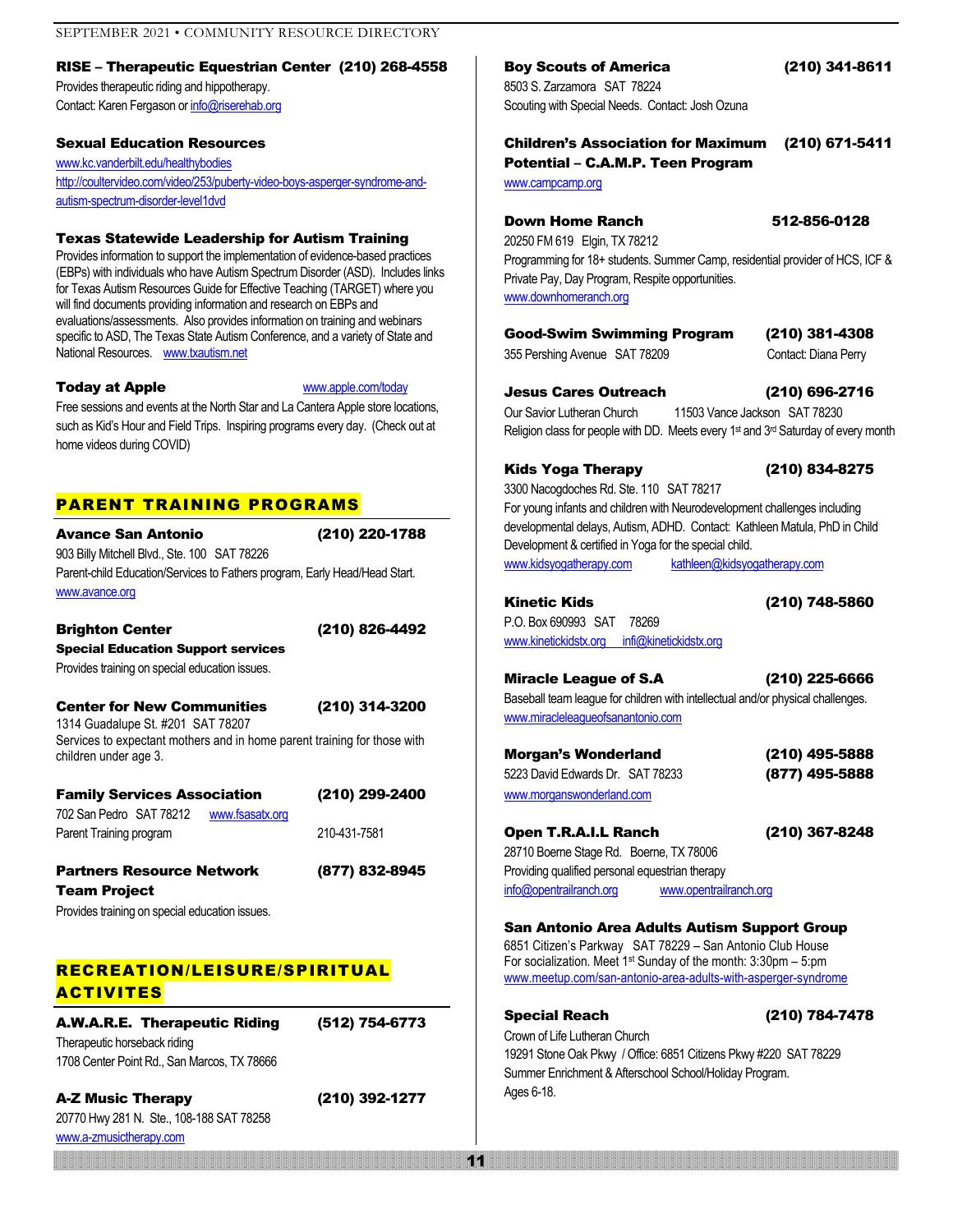### RISE – Therapeutic Equestrian Center (210) 268-4558

Provides therapeutic riding and hippotherapy.
Contact: Karen Fergason or info@riserehab.org

### Sexual Education Resources

www.kc.vanderbilt.edu/healthybodies
http://coultervideo.com/video/253/puberty-video-boys-asperger-syndrome-and-autism-spectrum-disorder-level1dvd

### Texas Statewide Leadership for Autism Training

Provides information to support the implementation of evidence-based practices (EBPs) with individuals who have Autism Spectrum Disorder (ASD). Includes links for Texas Autism Resources Guide for Effective Teaching (TARGET) where you will find documents providing information and research on EBPs and evaluations/assessments. Also provides information on training and webinars specific to ASD, The Texas State Autism Conference, and a variety of State and National Resources. www.txautism.net

### Today at Apple www.apple.com/today

Free sessions and events at the North Star and La Cantera Apple store locations, such as Kid's Hour and Field Trips. Inspiring programs every day. (Check out at home videos during COVID)

## PARENT TRAINING PROGRAMS

### Avance San Antonio (210) 220-1788

903 Billy Mitchell Blvd., Ste. 100 SAT 78226
Parent-child Education/Services to Fathers program, Early Head/Head Start.
www.avance.org

### Brighton Center (210) 826-4492

**Special Education Support services**
Provides training on special education issues.

### Center for New Communities (210) 314-3200

1314 Guadalupe St. #201 SAT 78207
Services to expectant mothers and in home parent training for those with children under age 3.

### Family Services Association (210) 299-2400

702 San Pedro SAT 78212 www.fsasatx.org
Parent Training program 210-431-7581

### Partners Resource Network Team Project (877) 832-8945

Provides training on special education issues.

## RECREATION/LEISURE/SPIRITUAL ACTIVITES

### A.W.A.R.E. Therapeutic Riding (512) 754-6773

Therapeutic horseback riding
1708 Center Point Rd., San Marcos, TX 78666

### A-Z Music Therapy (210) 392-1277

20770 Hwy 281 N. Ste., 108-188 SAT 78258
www.a-zmusictherapy.com

### Boy Scouts of America (210) 341-8611

8503 S. Zarzamora SAT 78224
Scouting with Special Needs. Contact: Josh Ozuna

### Children's Association for Maximum Potential – C.A.M.P. Teen Program (210) 671-5411

www.campcamp.org

### Down Home Ranch 512-856-0128

20250 FM 619 Elgin, TX 78212
Programming for 18+ students. Summer Camp, residential provider of HCS, ICF & Private Pay, Day Program, Respite opportunities.
www.downhomeranch.org

### Good-Swim Swimming Program (210) 381-4308

355 Pershing Avenue SAT 78209 Contact: Diana Perry

### Jesus Cares Outreach (210) 696-2716

Our Savior Lutheran Church 11503 Vance Jackson SAT 78230
Religion class for people with DD. Meets every 1st and 3rd Saturday of every month

### Kids Yoga Therapy (210) 834-8275

3300 Nacogdoches Rd. Ste. 110 SAT 78217
For young infants and children with Neurodevelopment challenges including developmental delays, Autism, ADHD. Contact: Kathleen Matula, PhD in Child Development & certified in Yoga for the special child.
www.kidsyogatherapy.com kathleen@kidsyogatherapy.com

### Kinetic Kids (210) 748-5860

P.O. Box 690993 SAT 78269
www.kinetickidstx.org infi@kinetickidstx.org

### Miracle League of S.A (210) 225-6666

Baseball team league for children with intellectual and/or physical challenges.
www.miracleleagueofsanantonio.com

### Morgan's Wonderland (210) 495-5888 / (877) 495-5888

5223 David Edwards Dr. SAT 78233
www.morganswonderland.com

### Open T.R.A.I.L Ranch (210) 367-8248

28710 Boerne Stage Rd. Boerne, TX 78006
Providing qualified personal equestrian therapy
info@opentrailranch.org www.opentrailranch.org

### San Antonio Area Adults Autism Support Group

6851 Citizen's Parkway SAT 78229 – San Antonio Club House
For socialization. Meet 1st Sunday of the month: 3:30pm – 5:pm
www.meetup.com/san-antonio-area-adults-with-asperger-syndrome

### Special Reach (210) 784-7478

Crown of Life Lutheran Church
19291 Stone Oak Pkwy / Office: 6851 Citizens Pkwy #220 SAT 78229
Summer Enrichment & Afterschool School/Holiday Program.
Ages 6-18.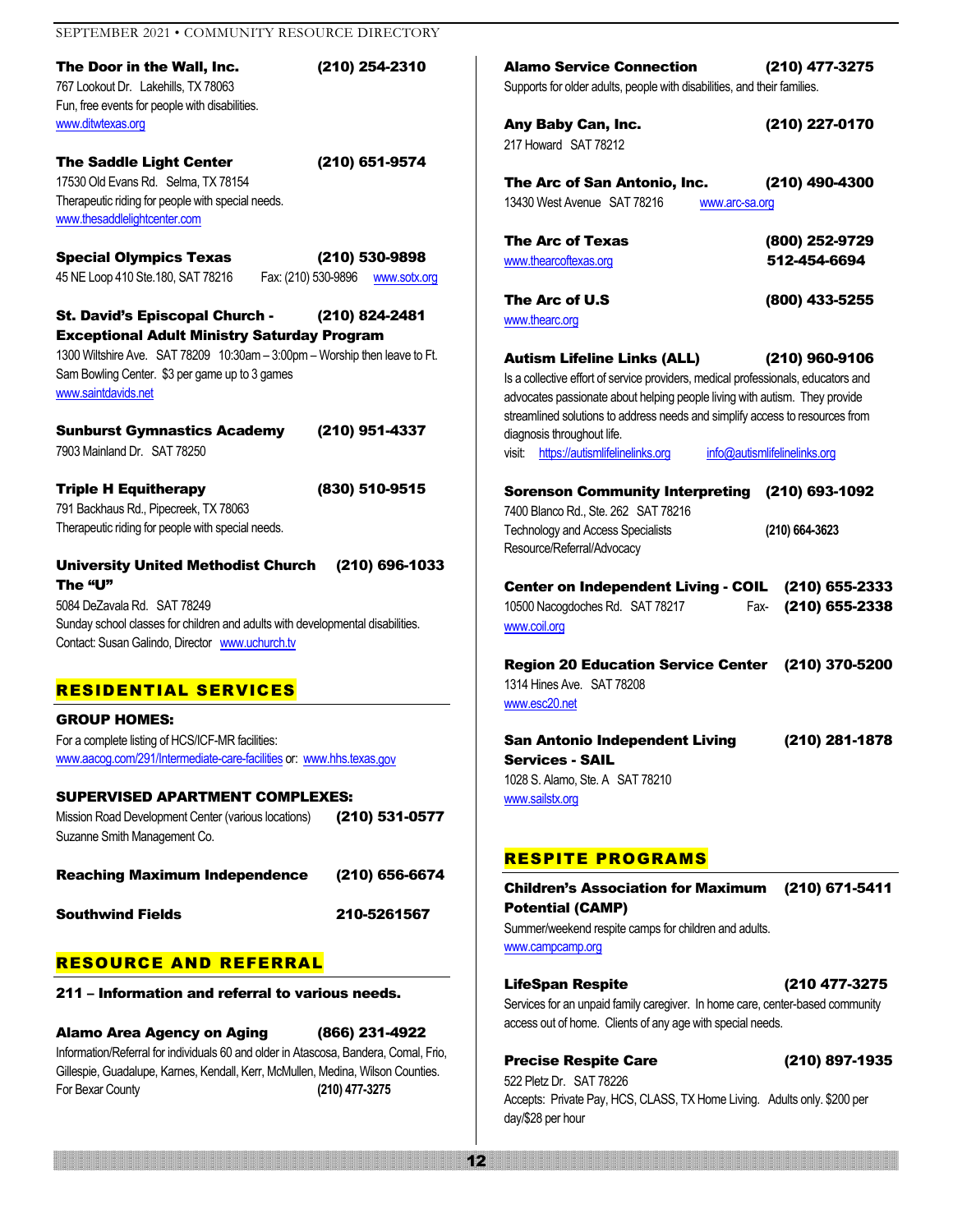**The Door in the Wall, Inc.** (210) 254-2310
767 Lookout Dr. Lakehills, TX 78063
Fun, free events for people with disabilities.
www.ditwtexas.org

**The Saddle Light Center** (210) 651-9574
17530 Old Evans Rd. Selma, TX 78154
Therapeutic riding for people with special needs.
www.thesaddlelightcenter.com

**Special Olympics Texas** (210) 530-9898
45 NE Loop 410 Ste.180, SAT 78216 Fax: (210) 530-9896 www.sotx.org

**St. David's Episcopal Church - Exceptional Adult Ministry Saturday Program** (210) 824-2481
1300 Wiltshire Ave. SAT 78209 10:30am – 3:00pm – Worship then leave to Ft. Sam Bowling Center. $3 per game up to 3 games
www.saintdavids.net

**Sunburst Gymnastics Academy** (210) 951-4337
7903 Mainland Dr. SAT 78250

**Triple H Equitherapy** (830) 510-9515
791 Backhaus Rd., Pipecreek, TX 78063
Therapeutic riding for people with special needs.

**University United Methodist Church The "U"** (210) 696-1033
5084 DeZavala Rd. SAT 78249
Sunday school classes for children and adults with developmental disabilities.
Contact: Susan Galindo, Director www.uchurch.tv

## RESIDENTIAL SERVICES

**GROUP HOMES:**
For a complete listing of HCS/ICF-MR facilities:
www.aacog.com/291/Intermediate-care-facilities or: www.hhs.texas.gov

**SUPERVISED APARTMENT COMPLEXES:**
Mission Road Development Center (various locations) **(210) 531-0577**
Suzanne Smith Management Co.

**Reaching Maximum Independence** (210) 656-6674

**Southwind Fields** 210-5261567

## RESOURCE AND REFERRAL

**211 – Information and referral to various needs.**

**Alamo Area Agency on Aging** (866) 231-4922
Information/Referral for individuals 60 and older in Atascosa, Bandera, Comal, Frio, Gillespie, Guadalupe, Karnes, Kendall, Kerr, McMullen, Medina, Wilson Counties.
For Bexar County **(210) 477-3275**

**Alamo Service Connection** (210) 477-3275
Supports for older adults, people with disabilities, and their families.

**Any Baby Can, Inc.** (210) 227-0170
217 Howard SAT 78212

**The Arc of San Antonio, Inc.** (210) 490-4300
13430 West Avenue SAT 78216 www.arc-sa.org

**The Arc of Texas** (800) 252-9729
www.thearcoftexas.org 512-454-6694

**The Arc of U.S** (800) 433-5255
www.thearc.org

**Autism Lifeline Links (ALL)** (210) 960-9106
Is a collective effort of service providers, medical professionals, educators and advocates passionate about helping people living with autism. They provide streamlined solutions to address needs and simplify access to resources from diagnosis throughout life.
visit: https://autismlifelinelinks.org info@autismlifelinelinks.org

**Sorenson Community Interpreting** (210) 693-1092
7400 Blanco Rd., Ste. 262 SAT 78216
Technology and Access Specialists **(210) 664-3623**
Resource/Referral/Advocacy

**Center on Independent Living - COIL** (210) 655-2333
10500 Nacogdoches Rd. SAT 78217 Fax- **(210) 655-2338**
www.coil.org

**Region 20 Education Service Center** (210) 370-5200
1314 Hines Ave. SAT 78208
www.esc20.net

**San Antonio Independent Living Services - SAIL** (210) 281-1878
1028 S. Alamo, Ste. A SAT 78210
www.sailstx.org

## RESPITE PROGRAMS

**Children's Association for Maximum Potential (CAMP)** (210) 671-5411
Summer/weekend respite camps for children and adults.
www.campcamp.org

**LifeSpan Respite** (210 477-3275
Services for an unpaid family caregiver. In home care, center-based community access out of home. Clients of any age with special needs.

**Precise Respite Care** (210) 897-1935
522 Pletz Dr. SAT 78226
Accepts: Private Pay, HCS, CLASS, TX Home Living. Adults only. $200 per day/$28 per hour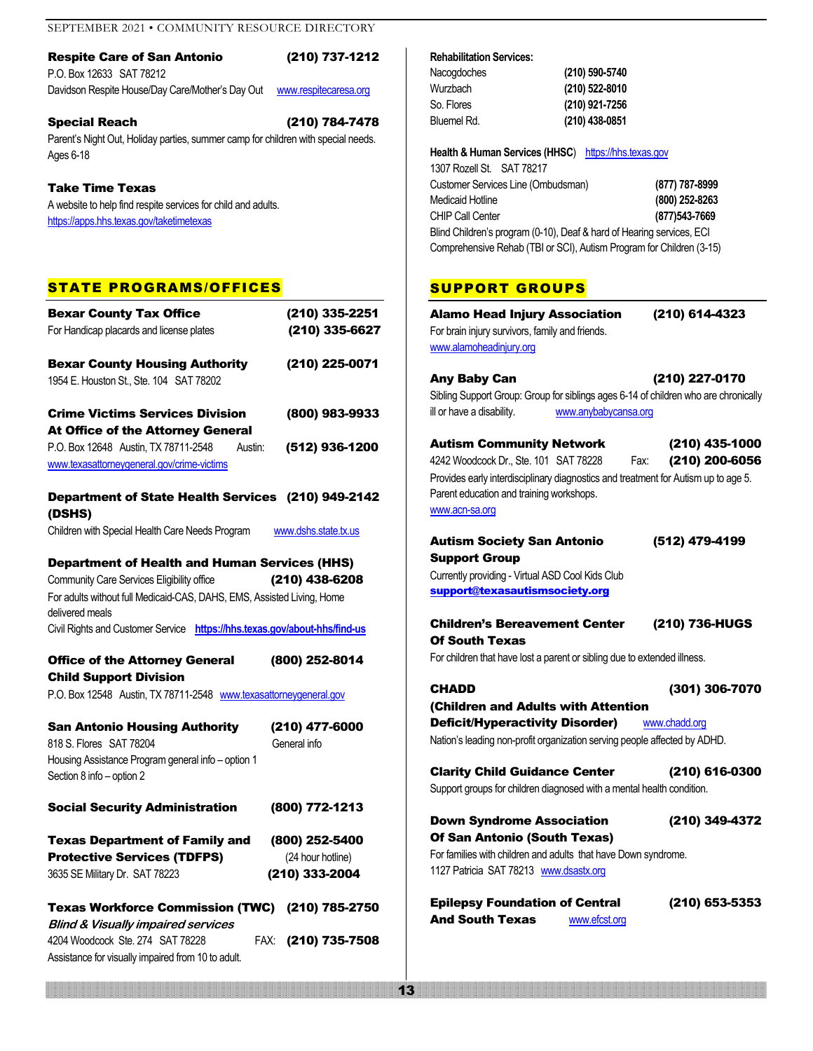**Respite Care of San Antonio** (210) 737-1212
P.O. Box 12633 SAT 78212
Davidson Respite House/Day Care/Mother's Day Out www.respitecaresa.org

**Special Reach** (210) 784-7478
Parent's Night Out, Holiday parties, summer camp for children with special needs. Ages 6-18

**Take Time Texas**
A website to help find respite services for child and adults.
https://apps.hhs.texas.gov/taketimetexas

## STATE PROGRAMS/OFFICES

**Bexar County Tax Office** (210) 335-2251
For Handicap placards and license plates (210) 335-6627

**Bexar County Housing Authority** (210) 225-0071
1954 E. Houston St., Ste. 104 SAT 78202

**Crime Victims Services Division At Office of the Attorney General** (800) 983-9933
P.O. Box 12648 Austin, TX 78711-2548 Austin: (512) 936-1200
www.texasattorneygeneral.gov/crime-victims

**Department of State Health Services (DSHS)** (210) 949-2142
Children with Special Health Care Needs Program www.dshs.state.tx.us

**Department of Health and Human Services (HHS)**
Community Care Services Eligibility office (210) 438-6208
For adults without full Medicaid-CAS, DAHS, EMS, Assisted Living, Home delivered meals
Civil Rights and Customer Service **https://hhs.texas.gov/about-hhs/find-us**

**Office of the Attorney General Child Support Division** (800) 252-8014
P.O. Box 12548 Austin, TX 78711-2548 www.texasattorneygeneral.gov

**San Antonio Housing Authority** (210) 477-6000
818 S. Flores SAT 78204 General info
Housing Assistance Program general info – option 1
Section 8 info – option 2

**Social Security Administration** (800) 772-1213

**Texas Department of Family and Protective Services (TDFPS)** (800) 252-5400 (24 hour hotline)
3635 SE Military Dr. SAT 78223 (210) 333-2004

**Texas Workforce Commission (TWC)** (210) 785-2750
***Blind & Visually impaired services***
4204 Woodcock Ste. 274 SAT 78228 FAX: (210) 735-7508
Assistance for visually impaired from 10 to adult.

**Rehabilitation Services:**

| | |
|---|---|
| Nacogdoches | (210) 590-5740 |
| Wurzbach | (210) 522-8010 |
| So. Flores | (210) 921-7256 |
| Bluemel Rd. | (210) 438-0851 |

**Health & Human Services (HHSC)** https://hhs.texas.gov
1307 Rozell St. SAT 78217

| | |
|---|---|
| Customer Services Line (Ombudsman) | (877) 787-8999 |
| Medicaid Hotline | (800) 252-8263 |
| CHIP Call Center | (877)543-7669 |

Blind Children's program (0-10), Deaf & hard of Hearing services, ECI Comprehensive Rehab (TBI or SCI), Autism Program for Children (3-15)

## SUPPORT GROUPS

**Alamo Head Injury Association** (210) 614-4323
For brain injury survivors, family and friends.
www.alamoheadinjury.org

**Any Baby Can** (210) 227-0170
Sibling Support Group: Group for siblings ages 6-14 of children who are chronically ill or have a disability. www.anybabycansa.org

**Autism Community Network** (210) 435-1000
4242 Woodcock Dr., Ste. 101 SAT 78228 Fax: (210) 200-6056
Provides early interdisciplinary diagnostics and treatment for Autism up to age 5. Parent education and training workshops.
www.acn-sa.org

**Autism Society San Antonio Support Group** (512) 479-4199
Currently providing - Virtual ASD Cool Kids Club
**support@texasautismsociety.org**

**Children's Bereavement Center Of South Texas** (210) 736-HUGS
For children that have lost a parent or sibling due to extended illness.

**CHADD (Children and Adults with Attention Deficit/Hyperactivity Disorder)** (301) 306-7070 www.chadd.org
Nation's leading non-profit organization serving people affected by ADHD.

**Clarity Child Guidance Center** (210) 616-0300
Support groups for children diagnosed with a mental health condition.

**Down Syndrome Association Of San Antonio (South Texas)** (210) 349-4372
For families with children and adults that have Down syndrome.
1127 Patricia SAT 78213 www.dsastx.org

**Epilepsy Foundation of Central And South Texas** (210) 653-5353 www.efcst.org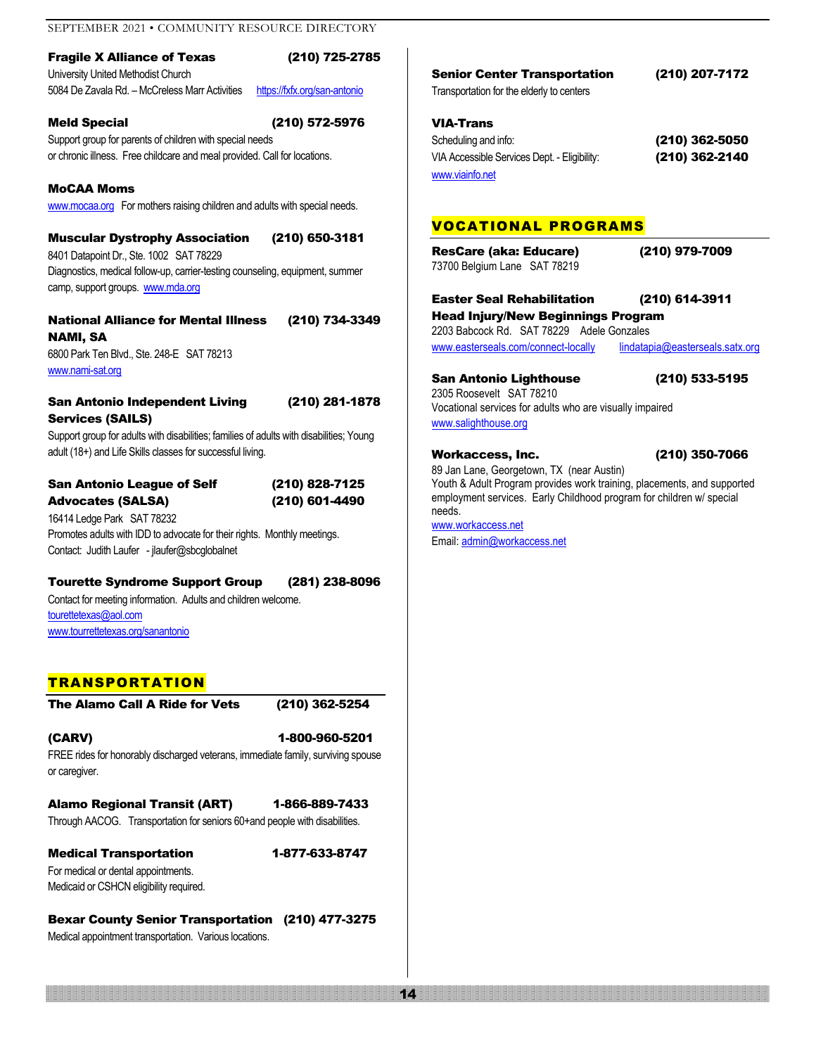**Fragile X Alliance of Texas** (210) 725-2785
University United Methodist Church
5084 De Zavala Rd. – McCreless Marr Activities https://fxfx.org/san-antonio

**Meld Special** (210) 572-5976
Support group for parents of children with special needs or chronic illness. Free childcare and meal provided. Call for locations.

**MoCAA Moms**
www.mocaa.org For mothers raising children and adults with special needs.

**Muscular Dystrophy Association** (210) 650-3181
8401 Datapoint Dr., Ste. 1002 SAT 78229
Diagnostics, medical follow-up, carrier-testing counseling, equipment, summer camp, support groups. www.mda.org

**National Alliance for Mental Illness NAMI, SA** (210) 734-3349
6800 Park Ten Blvd., Ste. 248-E SAT 78213
www.nami-sat.org

**San Antonio Independent Living Services (SAILS)** (210) 281-1878
Support group for adults with disabilities; families of adults with disabilities; Young adult (18+) and Life Skills classes for successful living.

**San Antonio League of Self Advocates (SALSA)** (210) 828-7125 (210) 601-4490
16414 Ledge Park SAT 78232
Promotes adults with IDD to advocate for their rights. Monthly meetings.
Contact: Judith Laufer - jlaufer@sbcglobalnet

**Tourette Syndrome Support Group** (281) 238-8096
Contact for meeting information. Adults and children welcome.
tourettetexas@aol.com
www.tourrettetexas.org/sanantonio

## TRANSPORTATION

**The Alamo Call A Ride for Vets** (210) 362-5254

**(CARV)** 1-800-960-5201
FREE rides for honorably discharged veterans, immediate family, surviving spouse or caregiver.

**Alamo Regional Transit (ART)** 1-866-889-7433
Through AACOG. Transportation for seniors 60+and people with disabilities.

**Medical Transportation** 1-877-633-8747
For medical or dental appointments.
Medicaid or CSHCN eligibility required.

**Bexar County Senior Transportation** (210) 477-3275
Medical appointment transportation. Various locations.

**Senior Center Transportation** (210) 207-7172
Transportation for the elderly to centers

**VIA-Trans**
Scheduling and info: (210) 362-5050
VIA Accessible Services Dept. - Eligibility: (210) 362-2140
www.viainfo.net

## VOCATIONAL PROGRAMS

**ResCare (aka: Educare)** (210) 979-7009
73700 Belgium Lane SAT 78219

**Easter Seal Rehabilitation** (210) 614-3911
**Head Injury/New Beginnings Program**
2203 Babcock Rd. SAT 78229 Adele Gonzales
www.easterseals.com/connect-locally lindatapia@easterseals.satx.org

**San Antonio Lighthouse** (210) 533-5195
2305 Roosevelt SAT 78210
Vocational services for adults who are visually impaired
www.salighthouse.org

**Workaccess, Inc.** (210) 350-7066
89 Jan Lane, Georgetown, TX (near Austin)
Youth & Adult Program provides work training, placements, and supported employment services. Early Childhood program for children w/ special needs.
www.workaccess.net
Email: admin@workaccess.net